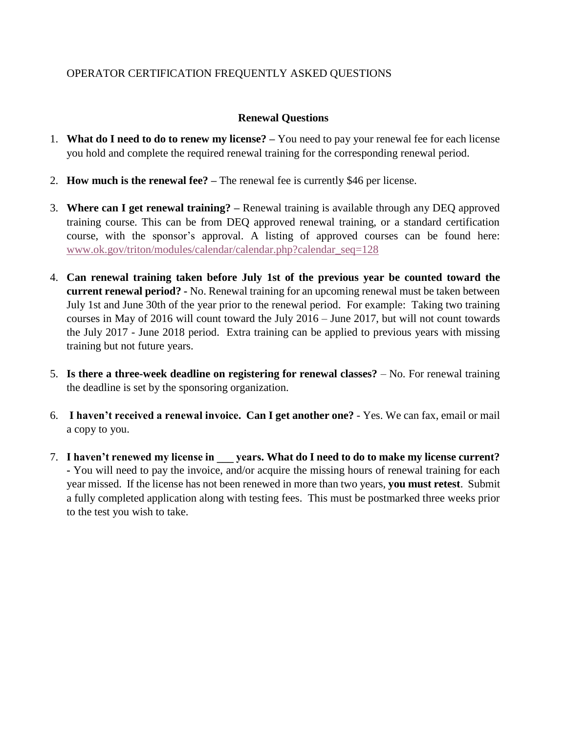OPERATOR CERTIFICATION FREQUENTLY ASKED QUESTIONS

## Renewal Questions

1. **What do I need to do to renew my license? –** You need to pay your renewal fee for each license you hold and complete the required renewal training for the corresponding renewal period.

2. **How much is the renewal fee? –** The renewal fee is currently $46 per license.

3. **Where can I get renewal training? –** Renewal training is available through any DEQ approved training course. This can be from DEQ approved renewal training, or a standard certification course, with the sponsor's approval. A listing of approved courses can be found here: [www.ok.gov/triton/modules/calendar/calendar.php?calendar_seq=128](www.ok.gov/triton/modules/calendar/calendar.php?calendar_seq=128)

4. **Can renewal training taken before July 1st of the previous year be counted toward the current renewal period? -** No. Renewal training for an upcoming renewal must be taken between July 1st and June 30th of the year prior to the renewal period. For example: Taking two training courses in May of 2016 will count toward the July 2016 – June 2017, but will not count towards the July 2017 - June 2018 period. Extra training can be applied to previous years with missing training but not future years.

5. **Is there a three-week deadline on registering for renewal classes?** – No. For renewal training the deadline is set by the sponsoring organization.

6. **I haven't received a renewal invoice. Can I get another one?** - Yes. We can fax, email or mail a copy to you.

7. **I haven't renewed my license in ___ years. What do I need to do to make my license current? -** You will need to pay the invoice, and/or acquire the missing hours of renewal training for each year missed. If the license has not been renewed in more than two years, **you must retest**. Submit a fully completed application along with testing fees. This must be postmarked three weeks prior to the test you wish to take.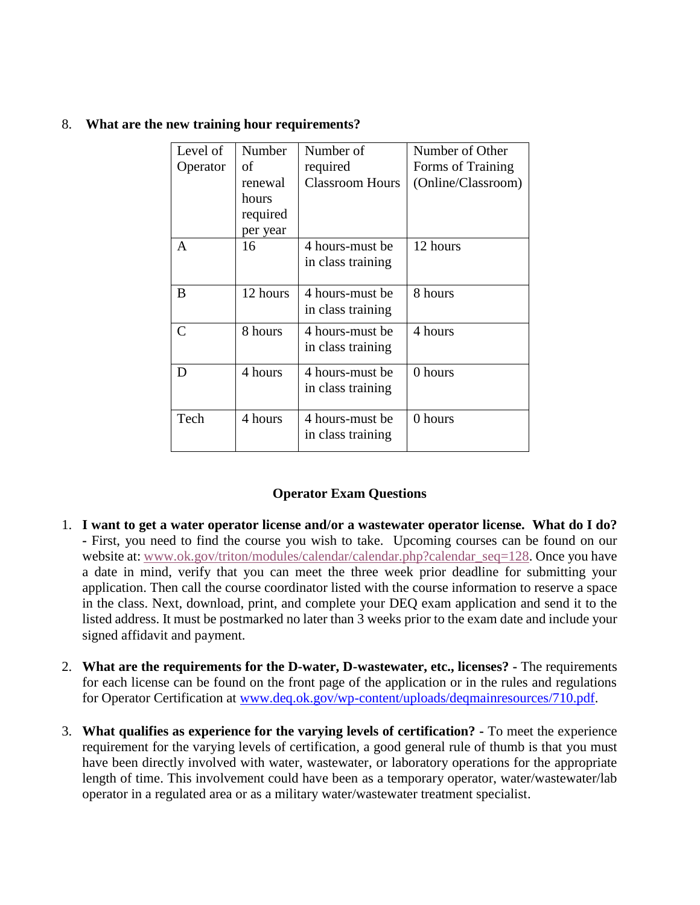8. **What are the new training hour requirements?**

| Level of Operator | Number of renewal hours required per year | Number of required Classroom Hours | Number of Other Forms of Training (Online/Classroom) |
|---|---|---|---|
| A | 16 | 4 hours-must be in class training | 12 hours |
| B | 12 hours | 4 hours-must be in class training | 8 hours |
| C | 8 hours | 4 hours-must be in class training | 4 hours |
| D | 4 hours | 4 hours-must be in class training | 0 hours |
| Tech | 4 hours | 4 hours-must be in class training | 0 hours |

## Operator Exam Questions

1. **I want to get a water operator license and/or a wastewater operator license. What do I do?** - First, you need to find the course you wish to take. Upcoming courses can be found on our website at: www.ok.gov/triton/modules/calendar/calendar.php?calendar_seq=128. Once you have a date in mind, verify that you can meet the three week prior deadline for submitting your application. Then call the course coordinator listed with the course information to reserve a space in the class. Next, download, print, and complete your DEQ exam application and send it to the listed address. It must be postmarked no later than 3 weeks prior to the exam date and include your signed affidavit and payment.

2. **What are the requirements for the D-water, D-wastewater, etc., licenses? -** The requirements for each license can be found on the front page of the application or in the rules and regulations for Operator Certification at www.deq.ok.gov/wp-content/uploads/deqmainresources/710.pdf.

3. **What qualifies as experience for the varying levels of certification? -** To meet the experience requirement for the varying levels of certification, a good general rule of thumb is that you must have been directly involved with water, wastewater, or laboratory operations for the appropriate length of time. This involvement could have been as a temporary operator, water/wastewater/lab operator in a regulated area or as a military water/wastewater treatment specialist.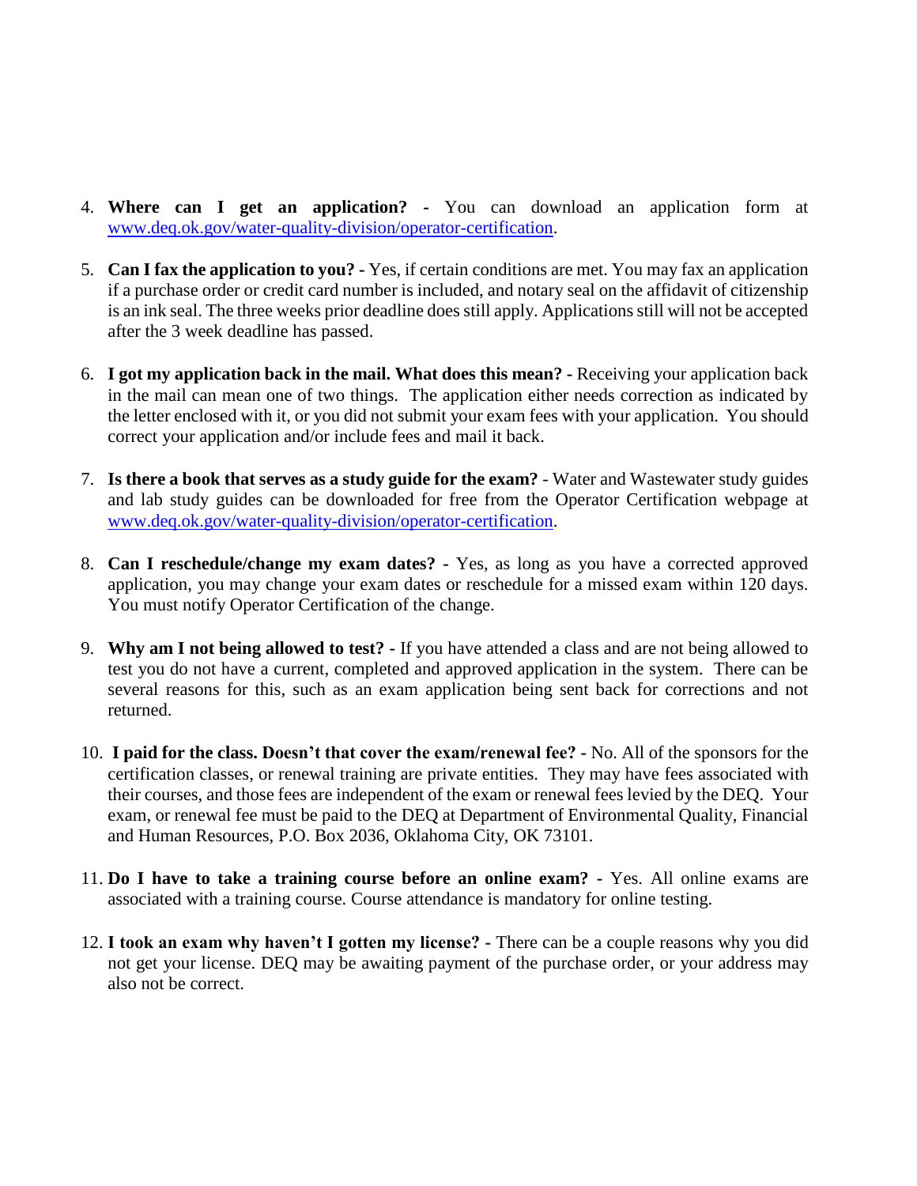4. **Where can I get an application? -** You can download an application form at www.deq.ok.gov/water-quality-division/operator-certification.

5. **Can I fax the application to you? -** Yes, if certain conditions are met. You may fax an application if a purchase order or credit card number is included, and notary seal on the affidavit of citizenship is an ink seal. The three weeks prior deadline does still apply. Applications still will not be accepted after the 3 week deadline has passed.

6. **I got my application back in the mail. What does this mean? -** Receiving your application back in the mail can mean one of two things. The application either needs correction as indicated by the letter enclosed with it, or you did not submit your exam fees with your application. You should correct your application and/or include fees and mail it back.

7. **Is there a book that serves as a study guide for the exam?** - Water and Wastewater study guides and lab study guides can be downloaded for free from the Operator Certification webpage at www.deq.ok.gov/water-quality-division/operator-certification.

8. **Can I reschedule/change my exam dates? -** Yes, as long as you have a corrected approved application, you may change your exam dates or reschedule for a missed exam within 120 days. You must notify Operator Certification of the change.

9. **Why am I not being allowed to test? -** If you have attended a class and are not being allowed to test you do not have a current, completed and approved application in the system. There can be several reasons for this, such as an exam application being sent back for corrections and not returned.

10. **I paid for the class. Doesn't that cover the exam/renewal fee? -** No. All of the sponsors for the certification classes, or renewal training are private entities. They may have fees associated with their courses, and those fees are independent of the exam or renewal fees levied by the DEQ. Your exam, or renewal fee must be paid to the DEQ at Department of Environmental Quality, Financial and Human Resources, P.O. Box 2036, Oklahoma City, OK 73101.

11. **Do I have to take a training course before an online exam? -** Yes. All online exams are associated with a training course. Course attendance is mandatory for online testing.

12. **I took an exam why haven't I gotten my license? -** There can be a couple reasons why you did not get your license. DEQ may be awaiting payment of the purchase order, or your address may also not be correct.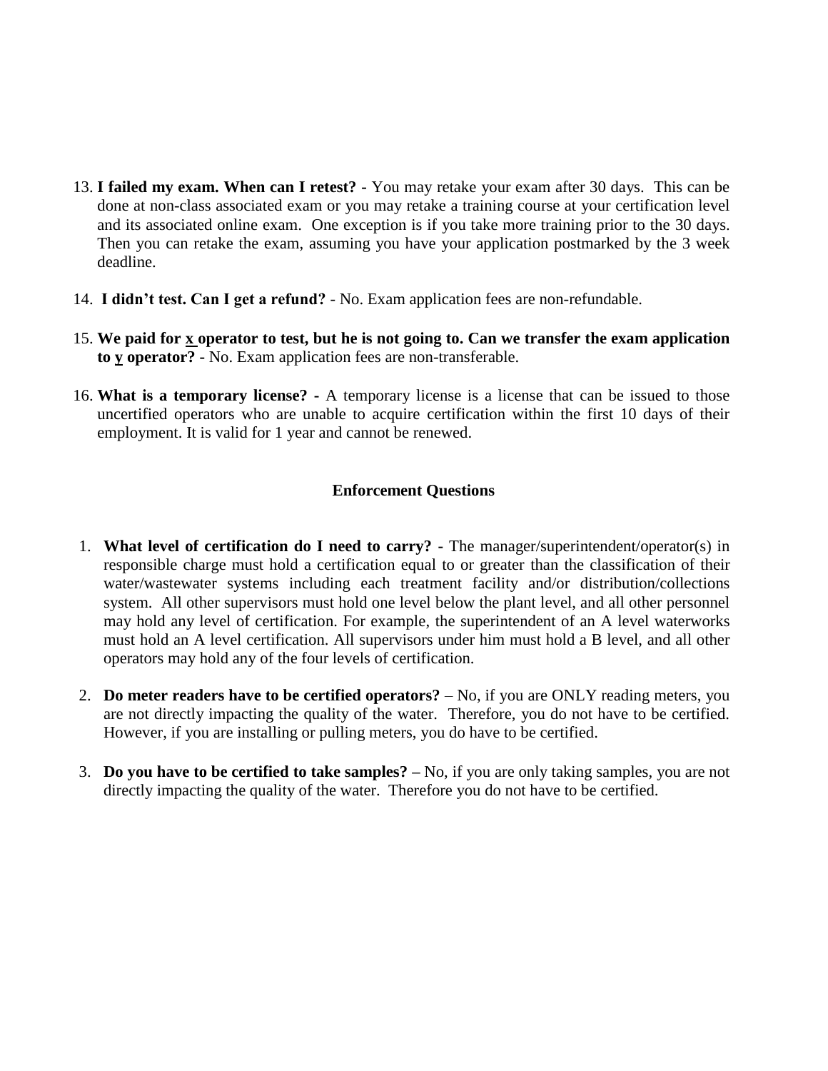13. **I failed my exam. When can I retest? -** You may retake your exam after 30 days. This can be done at non-class associated exam or you may retake a training course at your certification level and its associated online exam. One exception is if you take more training prior to the 30 days. Then you can retake the exam, assuming you have your application postmarked by the 3 week deadline.

14. **I didn't test. Can I get a refund?** - No. Exam application fees are non-refundable.

15. **We paid for x operator to test, but he is not going to. Can we transfer the exam application to y operator? -** No. Exam application fees are non-transferable.

16. **What is a temporary license? -** A temporary license is a license that can be issued to those uncertified operators who are unable to acquire certification within the first 10 days of their employment. It is valid for 1 year and cannot be renewed.

### Enforcement Questions

1. **What level of certification do I need to carry? -** The manager/superintendent/operator(s) in responsible charge must hold a certification equal to or greater than the classification of their water/wastewater systems including each treatment facility and/or distribution/collections system. All other supervisors must hold one level below the plant level, and all other personnel may hold any level of certification. For example, the superintendent of an A level waterworks must hold an A level certification. All supervisors under him must hold a B level, and all other operators may hold any of the four levels of certification.

2. **Do meter readers have to be certified operators?** – No, if you are ONLY reading meters, you are not directly impacting the quality of the water. Therefore, you do not have to be certified. However, if you are installing or pulling meters, you do have to be certified.

3. **Do you have to be certified to take samples? –** No, if you are only taking samples, you are not directly impacting the quality of the water. Therefore you do not have to be certified.